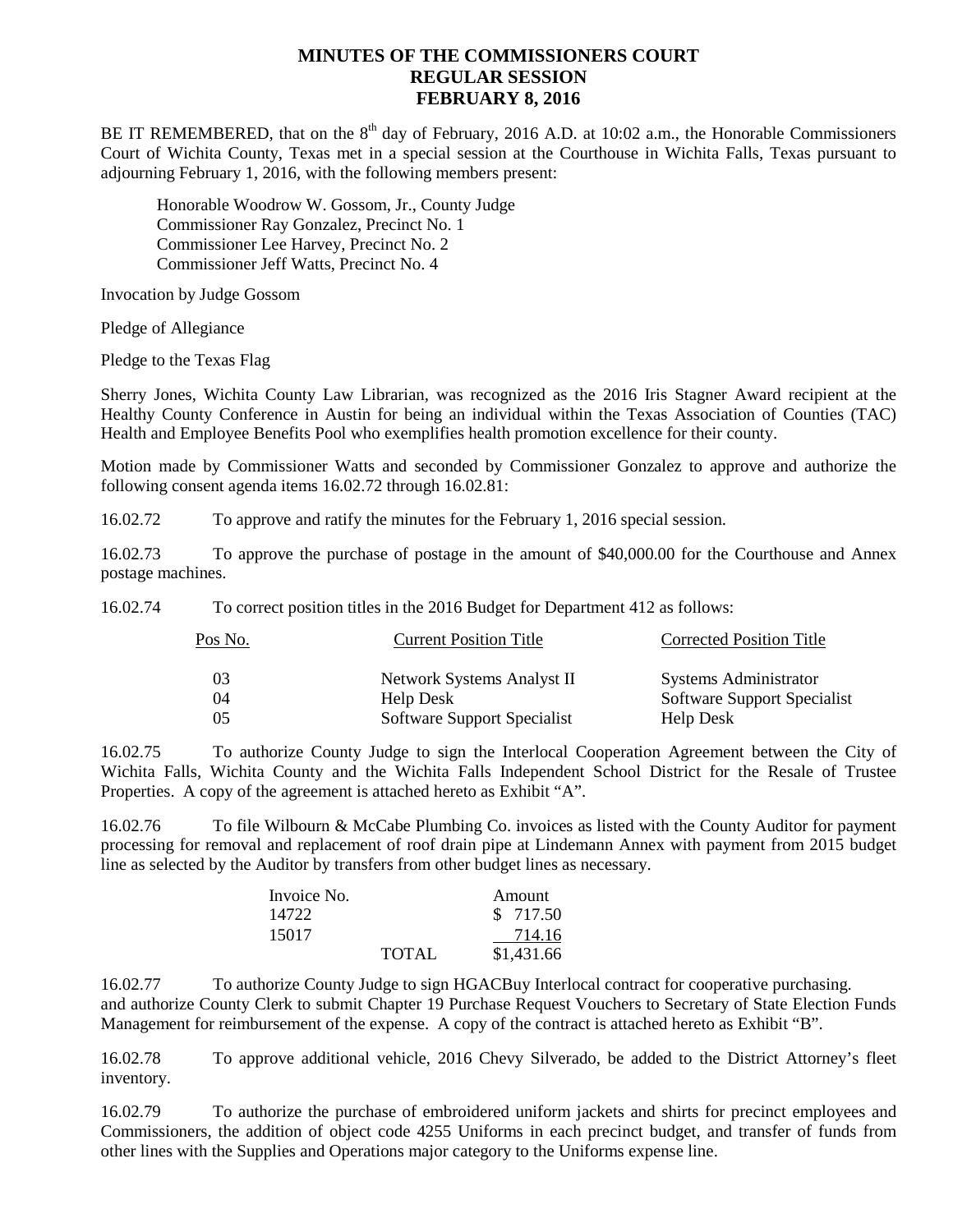# MINUTES OF THE COMMISSIONERS COURT
# REGULAR SESSION
# FEBRUARY 8, 2016

BE IT REMEMBERED, that on the 8th day of February, 2016 A.D. at 10:02 a.m., the Honorable Commissioners Court of Wichita County, Texas met in a special session at the Courthouse in Wichita Falls, Texas pursuant to adjourning February 1, 2016, with the following members present:

Honorable Woodrow W. Gossom, Jr., County Judge
Commissioner Ray Gonzalez, Precinct No. 1
Commissioner Lee Harvey, Precinct No. 2
Commissioner Jeff Watts, Precinct No. 4

Invocation by Judge Gossom

Pledge of Allegiance

Pledge to the Texas Flag

Sherry Jones, Wichita County Law Librarian, was recognized as the 2016 Iris Stagner Award recipient at the Healthy County Conference in Austin for being an individual within the Texas Association of Counties (TAC) Health and Employee Benefits Pool who exemplifies health promotion excellence for their county.

Motion made by Commissioner Watts and seconded by Commissioner Gonzalez to approve and authorize the following consent agenda items 16.02.72 through 16.02.81:

16.02.72 To approve and ratify the minutes for the February 1, 2016 special session.

16.02.73 To approve the purchase of postage in the amount of $40,000.00 for the Courthouse and Annex postage machines.

16.02.74 To correct position titles in the 2016 Budget for Department 412 as follows:

| Pos No. | Current Position Title | Corrected Position Title |
|---|---|---|
| 03 | Network Systems Analyst II | Systems Administrator |
| 04 | Help Desk | Software Support Specialist |
| 05 | Software Support Specialist | Help Desk |

16.02.75 To authorize County Judge to sign the Interlocal Cooperation Agreement between the City of Wichita Falls, Wichita County and the Wichita Falls Independent School District for the Resale of Trustee Properties. A copy of the agreement is attached hereto as Exhibit "A".

16.02.76 To file Wilbourn & McCabe Plumbing Co. invoices as listed with the County Auditor for payment processing for removal and replacement of roof drain pipe at Lindemann Annex with payment from 2015 budget line as selected by the Auditor by transfers from other budget lines as necessary.

| Invoice No. | | Amount |
|---|---|---|
| 14722 | | $ 717.50 |
| 15017 | | 714.16 |
| | TOTAL | $1,431.66 |

16.02.77 To authorize County Judge to sign HGACBuy Interlocal contract for cooperative purchasing. and authorize County Clerk to submit Chapter 19 Purchase Request Vouchers to Secretary of State Election Funds Management for reimbursement of the expense. A copy of the contract is attached hereto as Exhibit "B".

16.02.78 To approve additional vehicle, 2016 Chevy Silverado, be added to the District Attorney's fleet inventory.

16.02.79 To authorize the purchase of embroidered uniform jackets and shirts for precinct employees and Commissioners, the addition of object code 4255 Uniforms in each precinct budget, and transfer of funds from other lines with the Supplies and Operations major category to the Uniforms expense line.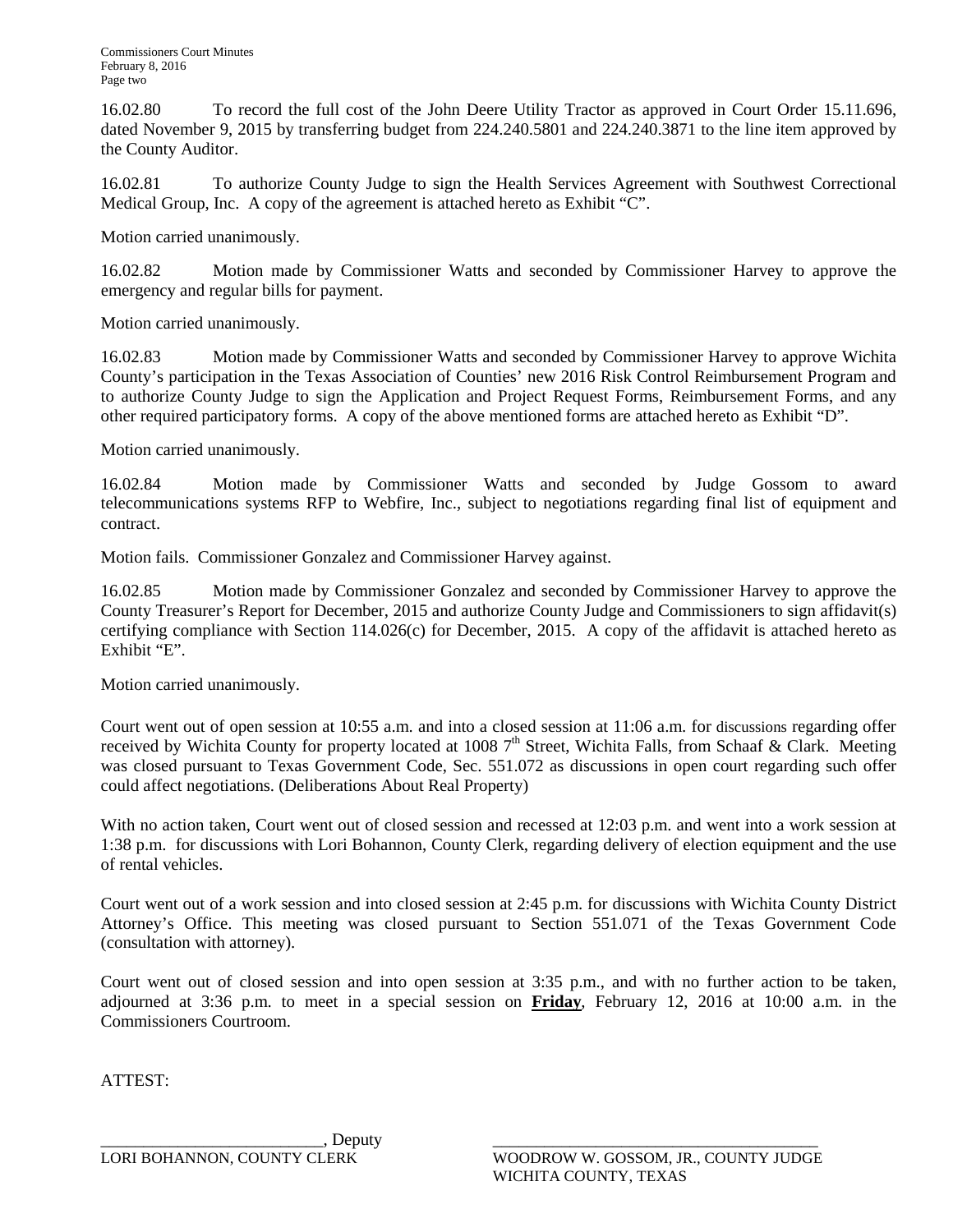16.02.80 To record the full cost of the John Deere Utility Tractor as approved in Court Order 15.11.696, dated November 9, 2015 by transferring budget from 224.240.5801 and 224.240.3871 to the line item approved by the County Auditor.

16.02.81 To authorize County Judge to sign the Health Services Agreement with Southwest Correctional Medical Group, Inc. A copy of the agreement is attached hereto as Exhibit "C".

Motion carried unanimously.

16.02.82 Motion made by Commissioner Watts and seconded by Commissioner Harvey to approve the emergency and regular bills for payment.

Motion carried unanimously.

16.02.83 Motion made by Commissioner Watts and seconded by Commissioner Harvey to approve Wichita County's participation in the Texas Association of Counties' new 2016 Risk Control Reimbursement Program and to authorize County Judge to sign the Application and Project Request Forms, Reimbursement Forms, and any other required participatory forms. A copy of the above mentioned forms are attached hereto as Exhibit "D".

Motion carried unanimously.

16.02.84 Motion made by Commissioner Watts and seconded by Judge Gossom to award telecommunications systems RFP to Webfire, Inc., subject to negotiations regarding final list of equipment and contract.

Motion fails. Commissioner Gonzalez and Commissioner Harvey against.

16.02.85 Motion made by Commissioner Gonzalez and seconded by Commissioner Harvey to approve the County Treasurer's Report for December, 2015 and authorize County Judge and Commissioners to sign affidavit(s) certifying compliance with Section 114.026(c) for December, 2015. A copy of the affidavit is attached hereto as Exhibit "E".

Motion carried unanimously.

Court went out of open session at 10:55 a.m. and into a closed session at 11:06 a.m. for discussions regarding offer received by Wichita County for property located at 1008 7th Street, Wichita Falls, from Schaaf & Clark. Meeting was closed pursuant to Texas Government Code, Sec. 551.072 as discussions in open court regarding such offer could affect negotiations. (Deliberations About Real Property)

With no action taken, Court went out of closed session and recessed at 12:03 p.m. and went into a work session at 1:38 p.m. for discussions with Lori Bohannon, County Clerk, regarding delivery of election equipment and the use of rental vehicles.

Court went out of a work session and into closed session at 2:45 p.m. for discussions with Wichita County District Attorney's Office. This meeting was closed pursuant to Section 551.071 of the Texas Government Code (consultation with attorney).

Court went out of closed session and into open session at 3:35 p.m., and with no further action to be taken, adjourned at 3:36 p.m. to meet in a special session on **Friday**, February 12, 2016 at 10:00 a.m. in the Commissioners Courtroom.

ATTEST:

___________________________, Deputy
LORI BOHANNON, COUNTY CLERK

________________________________________
WOODROW W. GOSSOM, JR., COUNTY JUDGE
WICHITA COUNTY, TEXAS